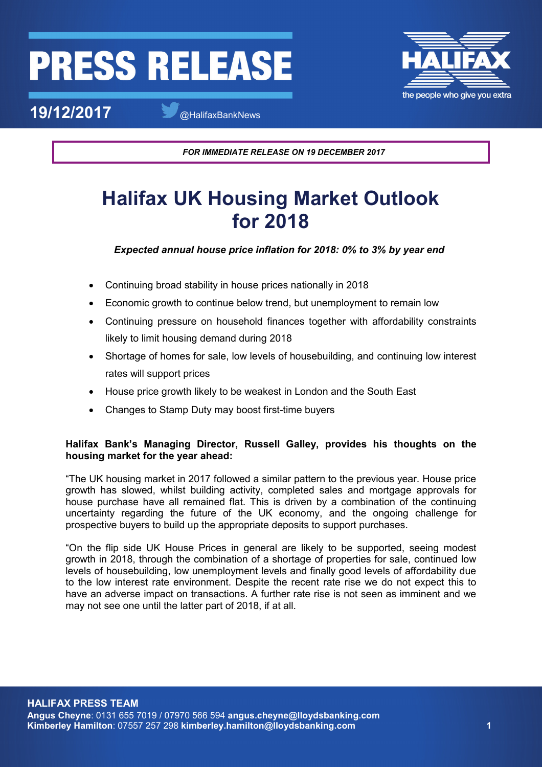# PRESS RELEASE

**19/12/2017** @HalifaxBankNews

***FOR IMMEDIATE RELEASE ON 19 DECEMBER 2017***

# Halifax UK Housing Market Outlook for 2018

***Expected annual house price inflation for 2018: 0% to 3% by year end***

- Continuing broad stability in house prices nationally in 2018
- Economic growth to continue below trend, but unemployment to remain low
- Continuing pressure on household finances together with affordability constraints likely to limit housing demand during 2018
- Shortage of homes for sale, low levels of housebuilding, and continuing low interest rates will support prices
- House price growth likely to be weakest in London and the South East
- Changes to Stamp Duty may boost first-time buyers

**Halifax Bank's Managing Director, Russell Galley, provides his thoughts on the housing market for the year ahead:**

"The UK housing market in 2017 followed a similar pattern to the previous year. House price growth has slowed, whilst building activity, completed sales and mortgage approvals for house purchase have all remained flat. This is driven by a combination of the continuing uncertainty regarding the future of the UK economy, and the ongoing challenge for prospective buyers to build up the appropriate deposits to support purchases.

"On the flip side UK House Prices in general are likely to be supported, seeing modest growth in 2018, through the combination of a shortage of properties for sale, continued low levels of housebuilding, low unemployment levels and finally good levels of affordability due to the low interest rate environment. Despite the recent rate rise we do not expect this to have an adverse impact on transactions. A further rate rise is not seen as imminent and we may not see one until the latter part of 2018, if at all.

**HALIFAX PRESS TEAM**
**Angus Cheyne**: 0131 655 7019 / 07970 566 594 **angus.cheyne@lloydsbanking.com**
**Kimberley Hamilton**: 07557 257 298 **kimberley.hamilton@lloydsbanking.com**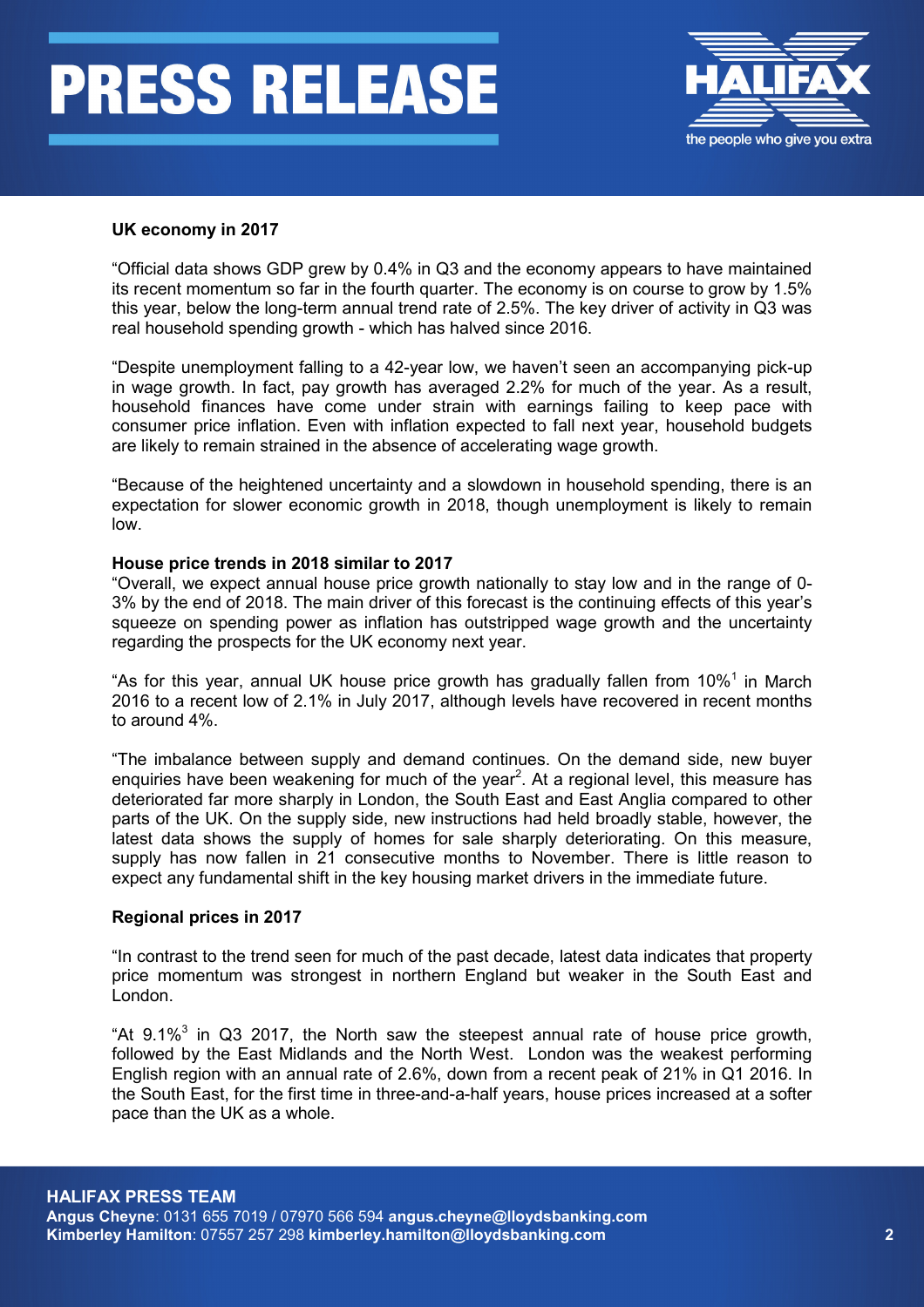**UK economy in 2017**

"Official data shows GDP grew by 0.4% in Q3 and the economy appears to have maintained its recent momentum so far in the fourth quarter. The economy is on course to grow by 1.5% this year, below the long-term annual trend rate of 2.5%. The key driver of activity in Q3 was real household spending growth - which has halved since 2016.

"Despite unemployment falling to a 42-year low, we haven't seen an accompanying pick-up in wage growth. In fact, pay growth has averaged 2.2% for much of the year. As a result, household finances have come under strain with earnings failing to keep pace with consumer price inflation. Even with inflation expected to fall next year, household budgets are likely to remain strained in the absence of accelerating wage growth.

"Because of the heightened uncertainty and a slowdown in household spending, there is an expectation for slower economic growth in 2018, though unemployment is likely to remain low.

**House price trends in 2018 similar to 2017**

"Overall, we expect annual house price growth nationally to stay low and in the range of 0-3% by the end of 2018. The main driver of this forecast is the continuing effects of this year's squeeze on spending power as inflation has outstripped wage growth and the uncertainty regarding the prospects for the UK economy next year.

"As for this year, annual UK house price growth has gradually fallen from 10%[1] in March 2016 to a recent low of 2.1% in July 2017, although levels have recovered in recent months to around 4%.

"The imbalance between supply and demand continues. On the demand side, new buyer enquiries have been weakening for much of the year[2]. At a regional level, this measure has deteriorated far more sharply in London, the South East and East Anglia compared to other parts of the UK. On the supply side, new instructions had held broadly stable, however, the latest data shows the supply of homes for sale sharply deteriorating. On this measure, supply has now fallen in 21 consecutive months to November. There is little reason to expect any fundamental shift in the key housing market drivers in the immediate future.

**Regional prices in 2017**

"In contrast to the trend seen for much of the past decade, latest data indicates that property price momentum was strongest in northern England but weaker in the South East and London.

"At 9.1%[3] in Q3 2017, the North saw the steepest annual rate of house price growth, followed by the East Midlands and the North West. London was the weakest performing English region with an annual rate of 2.6%, down from a recent peak of 21% in Q1 2016. In the South East, for the first time in three-and-a-half years, house prices increased at a softer pace than the UK as a whole.

**HALIFAX PRESS TEAM**
**Angus Cheyne**: 0131 655 7019 / 07970 566 594 **angus.cheyne@lloydsbanking.com**
**Kimberley Hamilton**: 07557 257 298 **kimberley.hamilton@lloydsbanking.com**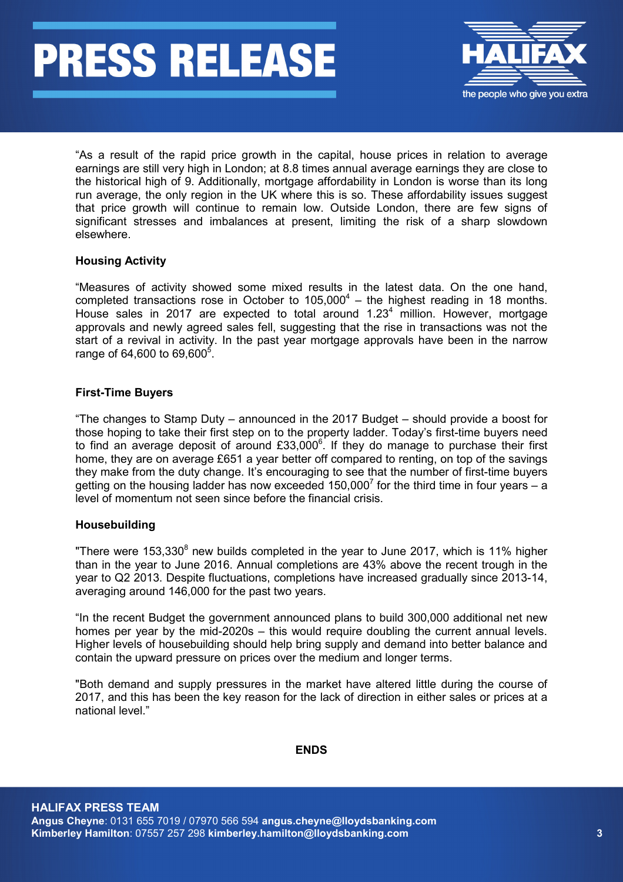"As a result of the rapid price growth in the capital, house prices in relation to average earnings are still very high in London; at 8.8 times annual average earnings they are close to the historical high of 9. Additionally, mortgage affordability in London is worse than its long run average, the only region in the UK where this is so. These affordability issues suggest that price growth will continue to remain low. Outside London, there are few signs of significant stresses and imbalances at present, limiting the risk of a sharp slowdown elsewhere.

**Housing Activity**

"Measures of activity showed some mixed results in the latest data. On the one hand, completed transactions rose in October to 105,000[4] – the highest reading in 18 months. House sales in 2017 are expected to total around 1.23[4] million. However, mortgage approvals and newly agreed sales fell, suggesting that the rise in transactions was not the start of a revival in activity. In the past year mortgage approvals have been in the narrow range of 64,600 to 69,600[5].

**First-Time Buyers**

"The changes to Stamp Duty – announced in the 2017 Budget – should provide a boost for those hoping to take their first step on to the property ladder. Today's first-time buyers need to find an average deposit of around £33,000[6]. If they do manage to purchase their first home, they are on average £651 a year better off compared to renting, on top of the savings they make from the duty change. It's encouraging to see that the number of first-time buyers getting on the housing ladder has now exceeded 150,000[7] for the third time in four years – a level of momentum not seen since before the financial crisis.

**Housebuilding**

"There were 153,330[8] new builds completed in the year to June 2017, which is 11% higher than in the year to June 2016. Annual completions are 43% above the recent trough in the year to Q2 2013. Despite fluctuations, completions have increased gradually since 2013-14, averaging around 146,000 for the past two years.

"In the recent Budget the government announced plans to build 300,000 additional net new homes per year by the mid-2020s – this would require doubling the current annual levels. Higher levels of housebuilding should help bring supply and demand into better balance and contain the upward pressure on prices over the medium and longer terms.

"Both demand and supply pressures in the market have altered little during the course of 2017, and this has been the key reason for the lack of direction in either sales or prices at a national level."

**ENDS**

**HALIFAX PRESS TEAM**
**Angus Cheyne**: 0131 655 7019 / 07970 566 594 **angus.cheyne@lloydsbanking.com**
**Kimberley Hamilton**: 07557 257 298 **kimberley.hamilton@lloydsbanking.com**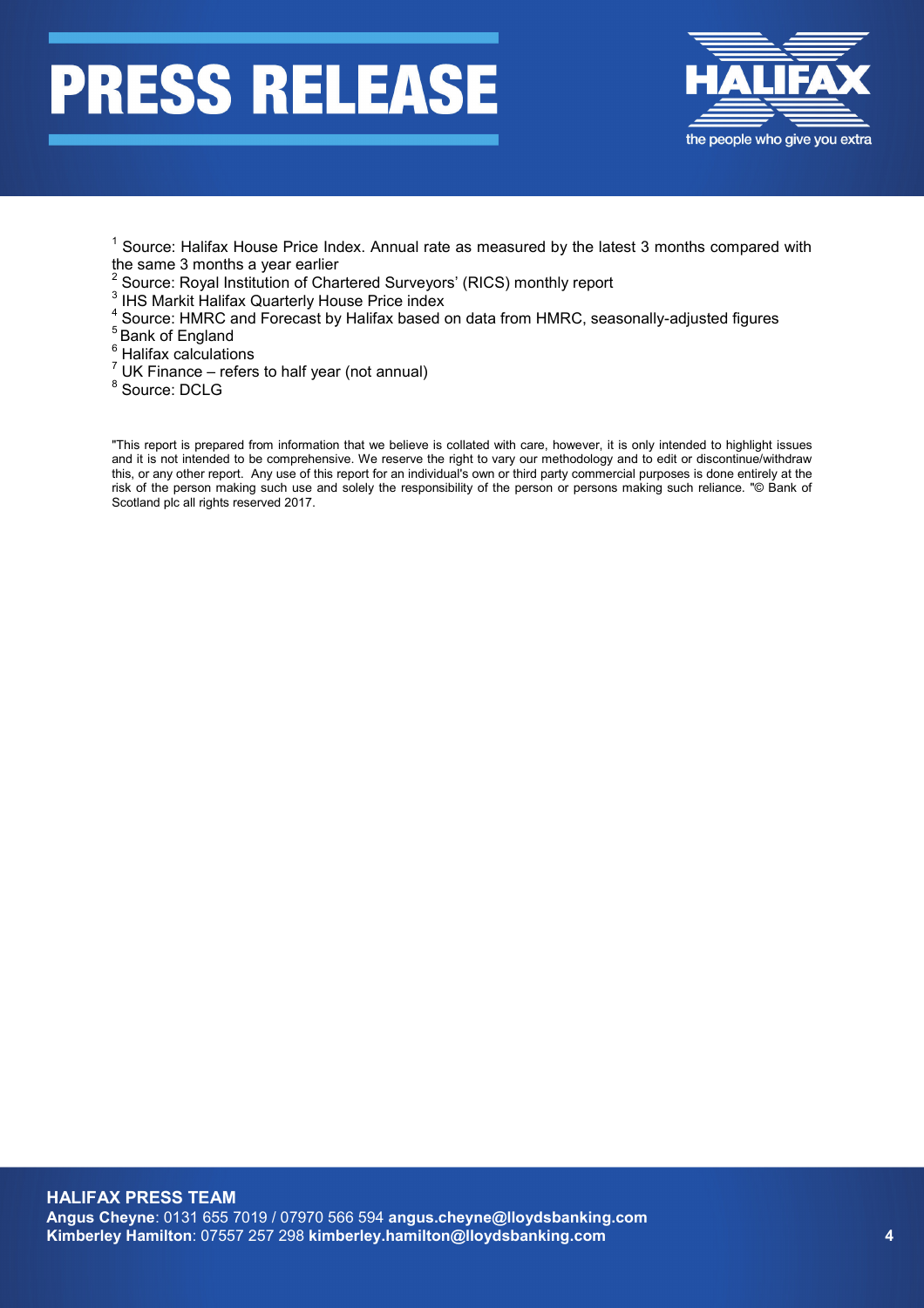[1] Source: Halifax House Price Index. Annual rate as measured by the latest 3 months compared with the same 3 months a year earlier

[2] Source: Royal Institution of Chartered Surveyors' (RICS) monthly report

[3] IHS Markit Halifax Quarterly House Price index

[4] Source: HMRC and Forecast by Halifax based on data from HMRC, seasonally-adjusted figures

[5] Bank of England

[6] Halifax calculations

[7] UK Finance – refers to half year (not annual)

[8] Source: DCLG

"This report is prepared from information that we believe is collated with care, however, it is only intended to highlight issues and it is not intended to be comprehensive. We reserve the right to vary our methodology and to edit or discontinue/withdraw this, or any other report. Any use of this report for an individual's own or third party commercial purposes is done entirely at the risk of the person making such use and solely the responsibility of the person or persons making such reliance. "© Bank of Scotland plc all rights reserved 2017.

**HALIFAX PRESS TEAM**

**Angus Cheyne**: 0131 655 7019 / 07970 566 594 **angus.cheyne@lloydsbanking.com**

**Kimberley Hamilton**: 07557 257 298 **kimberley.hamilton@lloydsbanking.com**